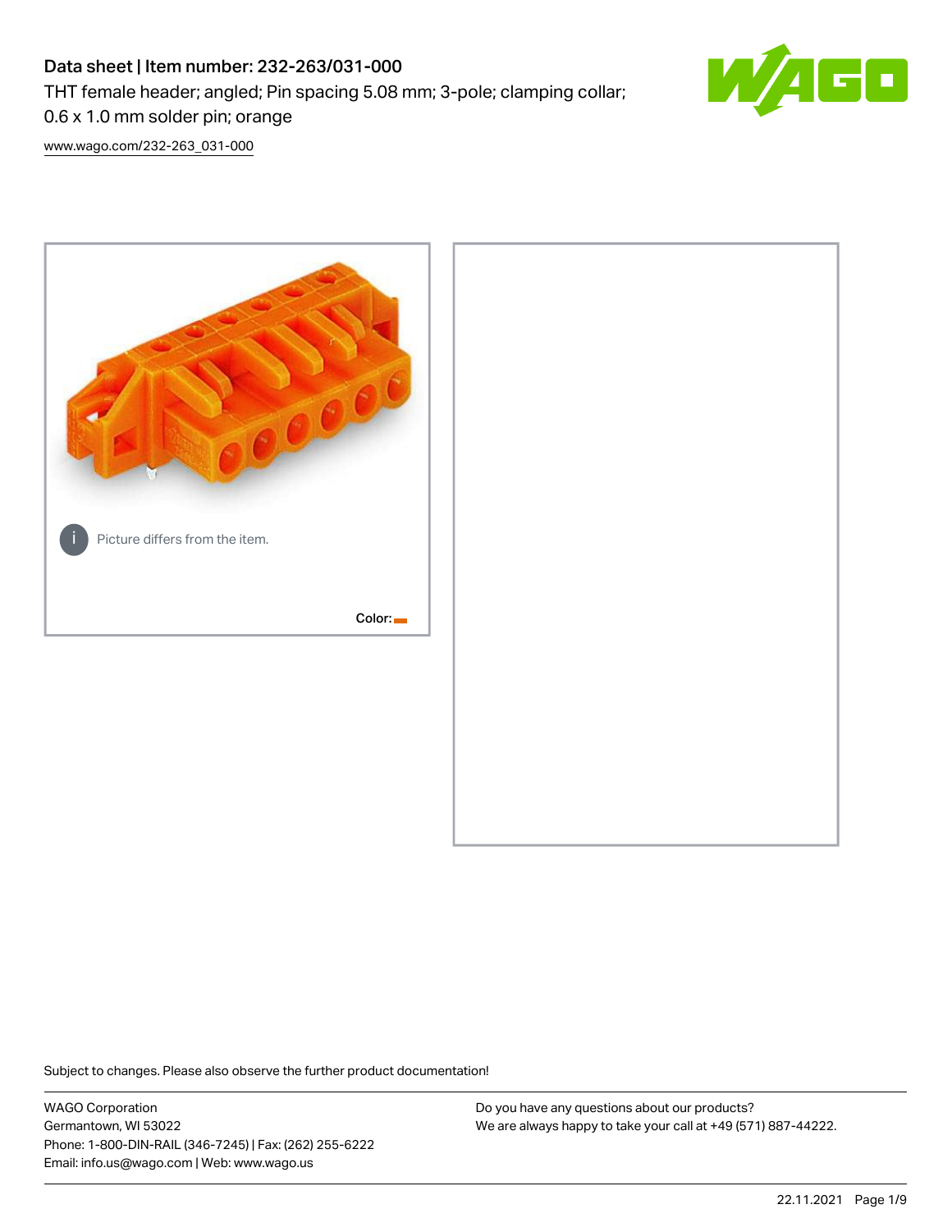# Data sheet | Item number: 232-263/031-000

THT female header; angled; Pin spacing 5.08 mm; 3-pole; clamping collar; 0.6 x 1.0 mm solder pin; orange

www.wago.com/232-263_031-000

Picture differs from the item.

Color:

Subject to changes. Please also observe the further product documentation!

WAGO Corporation
Germantown, WI 53022
Phone: 1-800-DIN-RAIL (346-7245) | Fax: (262) 255-6222
Email: info.us@wago.com | Web: www.wago.us

Do you have any questions about our products?
We are always happy to take your call at +49 (571) 887-44222.

22.11.2021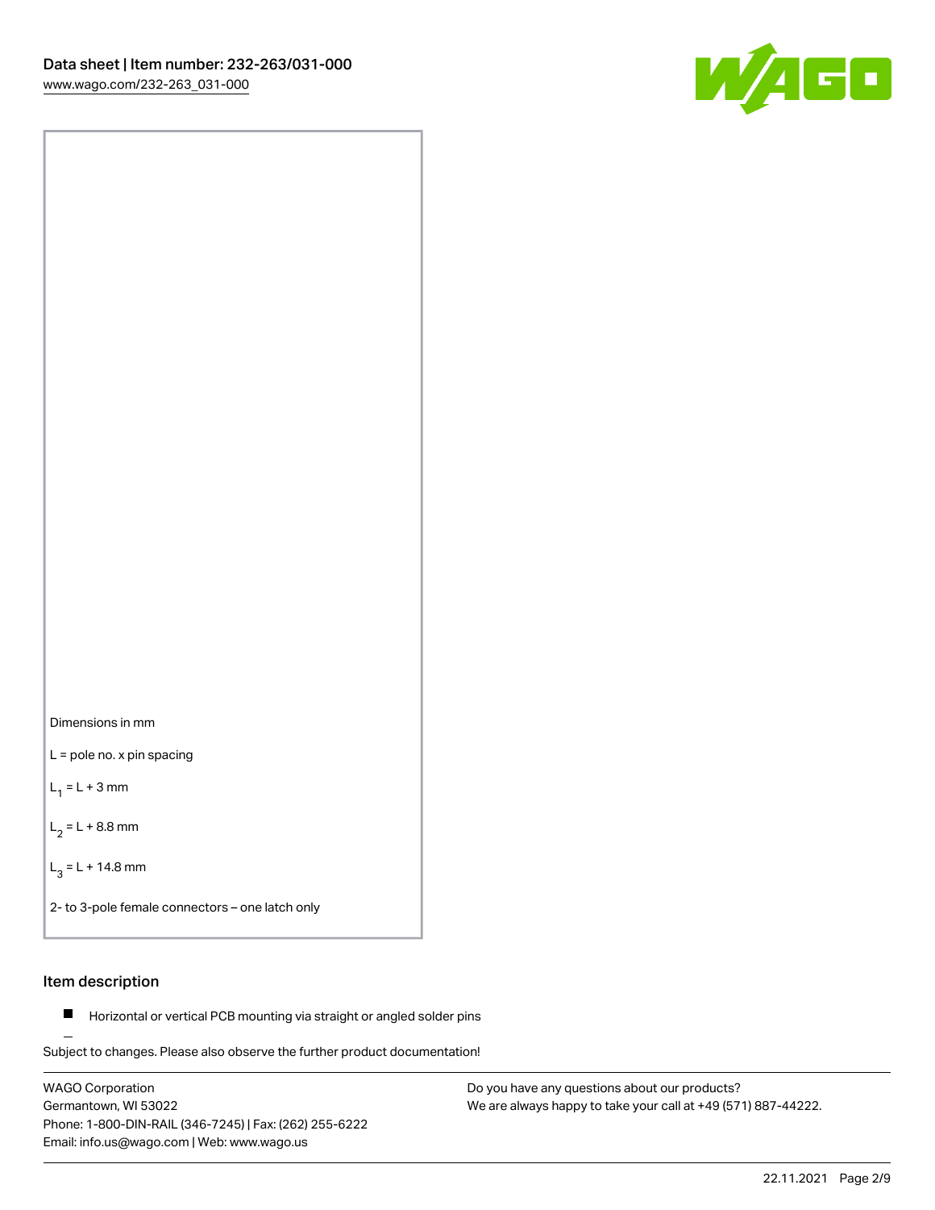Dimensions in mm

L = pole no. x pin spacing

$L_1$ = L + 3 mm

$L_2$ = L + 8.8 mm

$L_3$ = L + 14.8 mm

2- to 3-pole female connectors – one latch only

## Item description

- Horizontal or vertical PCB mounting via straight or angled solder pins

Subject to changes. Please also observe the further product documentation!

WAGO Corporation
Germantown, WI 53022
Phone: 1-800-DIN-RAIL (346-7245) | Fax: (262) 255-6222
Email: info.us@wago.com | Web: www.wago.us

Do you have any questions about our products?
We are always happy to take your call at +49 (571) 887-44222.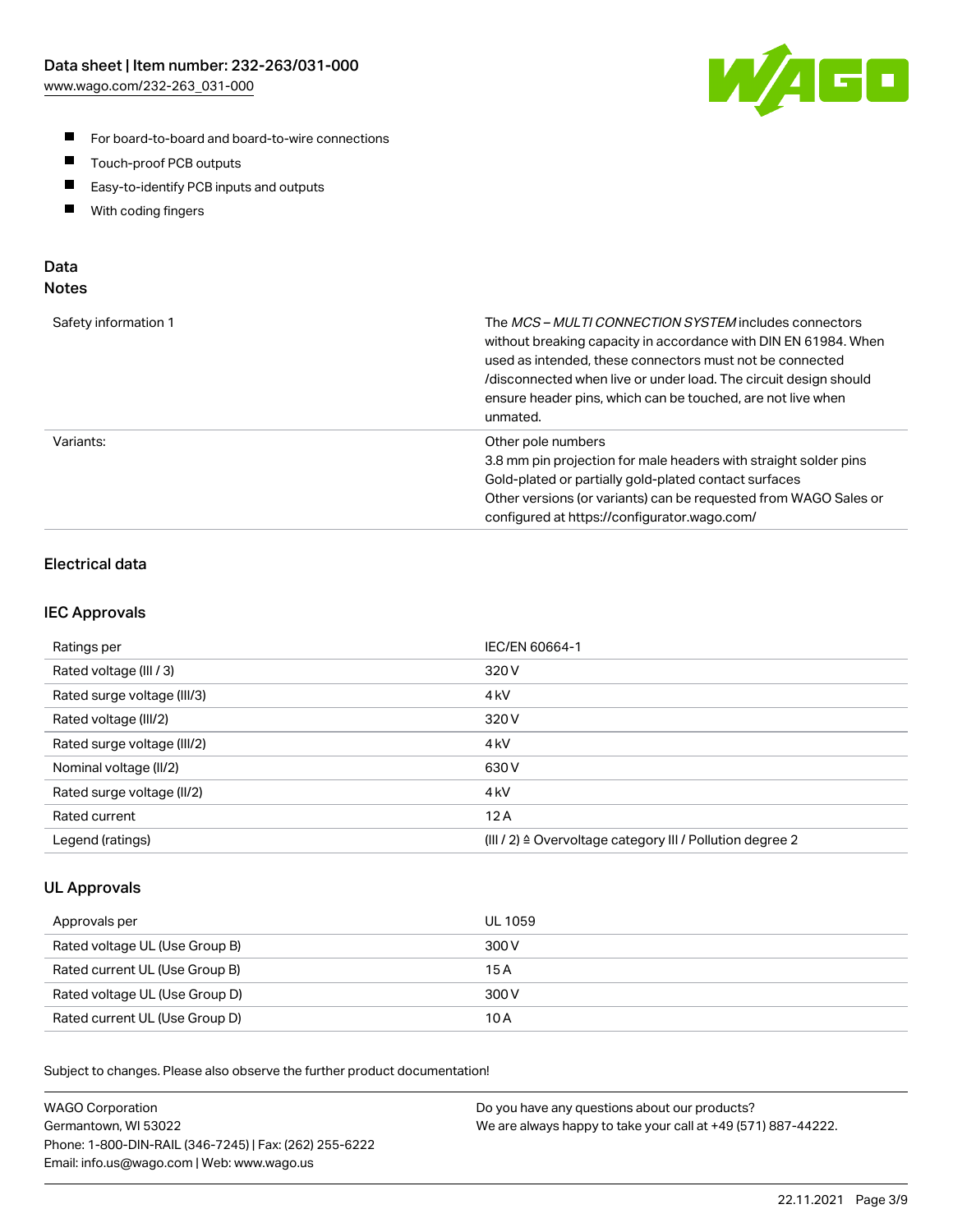- For board-to-board and board-to-wire connections
- Touch-proof PCB outputs
- Easy-to-identify PCB inputs and outputs
- With coding fingers

## Data
### Notes

| | |
|---|---|
| Safety information 1 | The *MCS – MULTI CONNECTION SYSTEM* includes connectors without breaking capacity in accordance with DIN EN 61984. When used as intended, these connectors must not be connected /disconnected when live or under load. The circuit design should ensure header pins, which can be touched, are not live when unmated. |
| Variants: | Other pole numbers<br>3.8 mm pin projection for male headers with straight solder pins<br>Gold-plated or partially gold-plated contact surfaces<br>Other versions (or variants) can be requested from WAGO Sales or configured at https://configurator.wago.com/ |

### Electrical data

### IEC Approvals

| | |
|---|---|
| Ratings per | IEC/EN 60664-1 |
| Rated voltage (III / 3) | 320 V |
| Rated surge voltage (III/3) | 4 kV |
| Rated voltage (III/2) | 320 V |
| Rated surge voltage (III/2) | 4 kV |
| Nominal voltage (II/2) | 630 V |
| Rated surge voltage (II/2) | 4 kV |
| Rated current | 12 A |
| Legend (ratings) | (III / 2) ≙ Overvoltage category III / Pollution degree 2 |

### UL Approvals

| | |
|---|---|
| Approvals per | UL 1059 |
| Rated voltage UL (Use Group B) | 300 V |
| Rated current UL (Use Group B) | 15 A |
| Rated voltage UL (Use Group D) | 300 V |
| Rated current UL (Use Group D) | 10 A |

Subject to changes. Please also observe the further product documentation!

WAGO Corporation
Germantown, WI 53022
Phone: 1-800-DIN-RAIL (346-7245) | Fax: (262) 255-6222
Email: info.us@wago.com | Web: www.wago.us

Do you have any questions about our products?
We are always happy to take your call at +49 (571) 887-44222.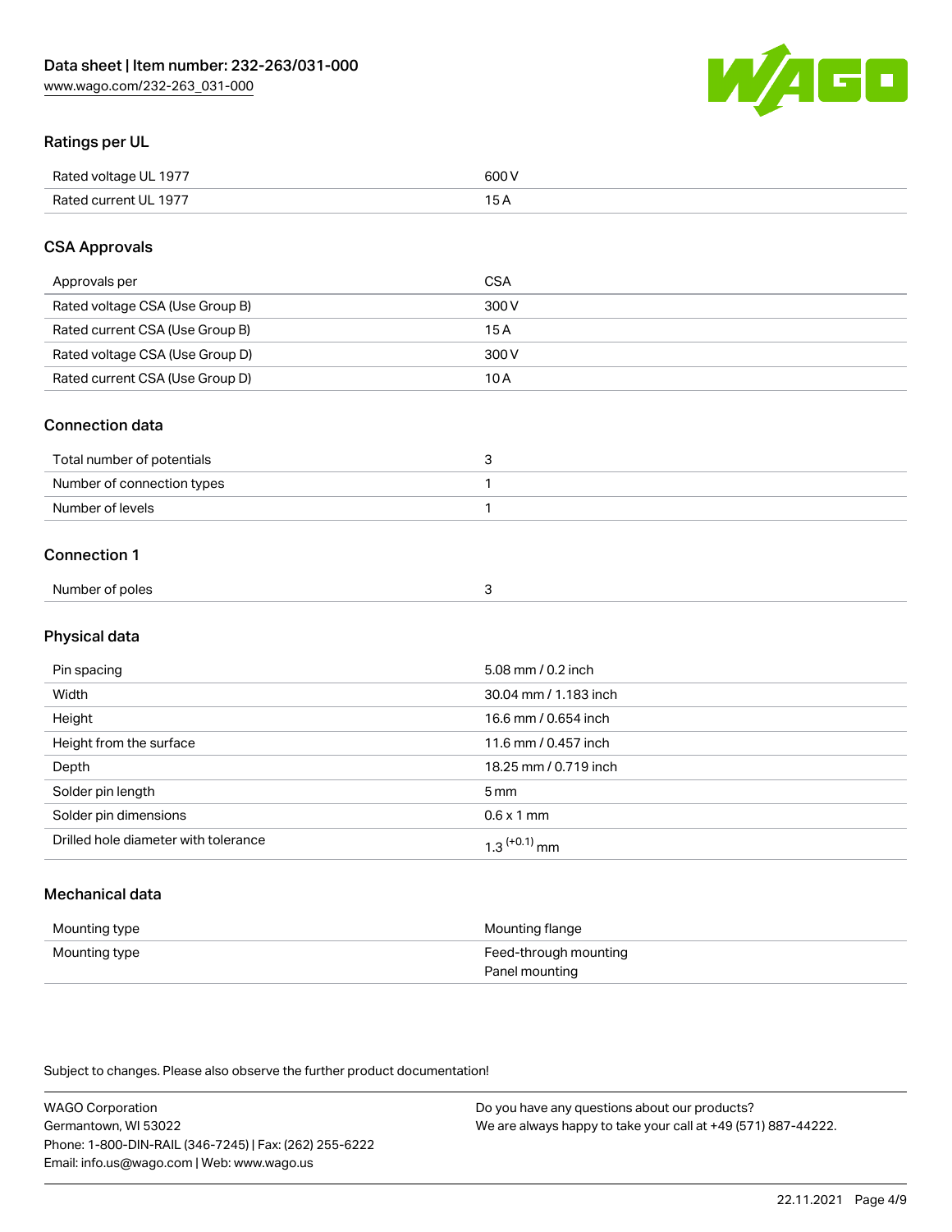## Ratings per UL

| | |
|---|---|
| Rated voltage UL 1977 | 600 V |
| Rated current UL 1977 | 15 A |

## CSA Approvals

| | |
|---|---|
| Approvals per | CSA |
| Rated voltage CSA (Use Group B) | 300 V |
| Rated current CSA (Use Group B) | 15 A |
| Rated voltage CSA (Use Group D) | 300 V |
| Rated current CSA (Use Group D) | 10 A |

## Connection data

| | |
|---|---|
| Total number of potentials | 3 |
| Number of connection types | 1 |
| Number of levels | 1 |

## Connection 1

| | |
|---|---|
| Number of poles | 3 |

## Physical data

| | |
|---|---|
| Pin spacing | 5.08 mm / 0.2 inch |
| Width | 30.04 mm / 1.183 inch |
| Height | 16.6 mm / 0.654 inch |
| Height from the surface | 11.6 mm / 0.457 inch |
| Depth | 18.25 mm / 0.719 inch |
| Solder pin length | 5 mm |
| Solder pin dimensions | 0.6 x 1 mm |
| Drilled hole diameter with tolerance | $1.3^{(+0.1)}$ mm |

## Mechanical data

| | |
|---|---|
| Mounting type | Mounting flange |
| Mounting type | Feed-through mounting<br>Panel mounting |

Subject to changes. Please also observe the further product documentation!

WAGO Corporation
Germantown, WI 53022
Phone: 1-800-DIN-RAIL (346-7245) | Fax: (262) 255-6222
Email: info.us@wago.com | Web: www.wago.us

Do you have any questions about our products?
We are always happy to take your call at +49 (571) 887-44222.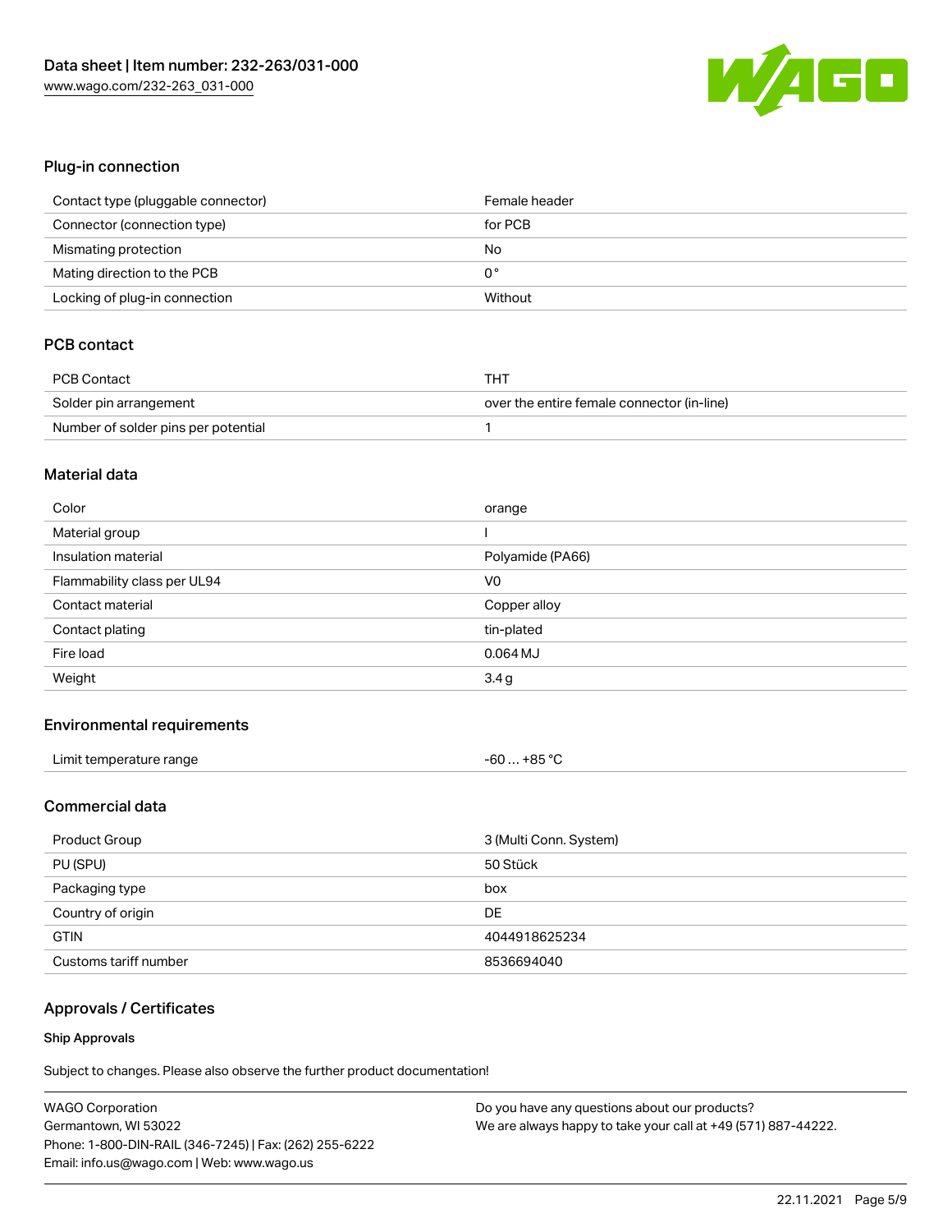## Plug-in connection

| | |
|---|---|
| Contact type (pluggable connector) | Female header |
| Connector (connection type) | for PCB |
| Mismating protection | No |
| Mating direction to the PCB | 0 ° |
| Locking of plug-in connection | Without |

## PCB contact

| | |
|---|---|
| PCB Contact | THT |
| Solder pin arrangement | over the entire female connector (in-line) |
| Number of solder pins per potential | 1 |

## Material data

| | |
|---|---|
| Color | orange |
| Material group | I |
| Insulation material | Polyamide (PA66) |
| Flammability class per UL94 | V0 |
| Contact material | Copper alloy |
| Contact plating | tin-plated |
| Fire load | 0.064 MJ |
| Weight | 3.4 g |

## Environmental requirements

| | |
|---|---|
| Limit temperature range | -60 … +85 °C |

## Commercial data

| | |
|---|---|
| Product Group | 3 (Multi Conn. System) |
| PU (SPU) | 50 Stück |
| Packaging type | box |
| Country of origin | DE |
| GTIN | 4044918625234 |
| Customs tariff number | 8536694040 |

## Approvals / Certificates

### Ship Approvals

Subject to changes. Please also observe the further product documentation!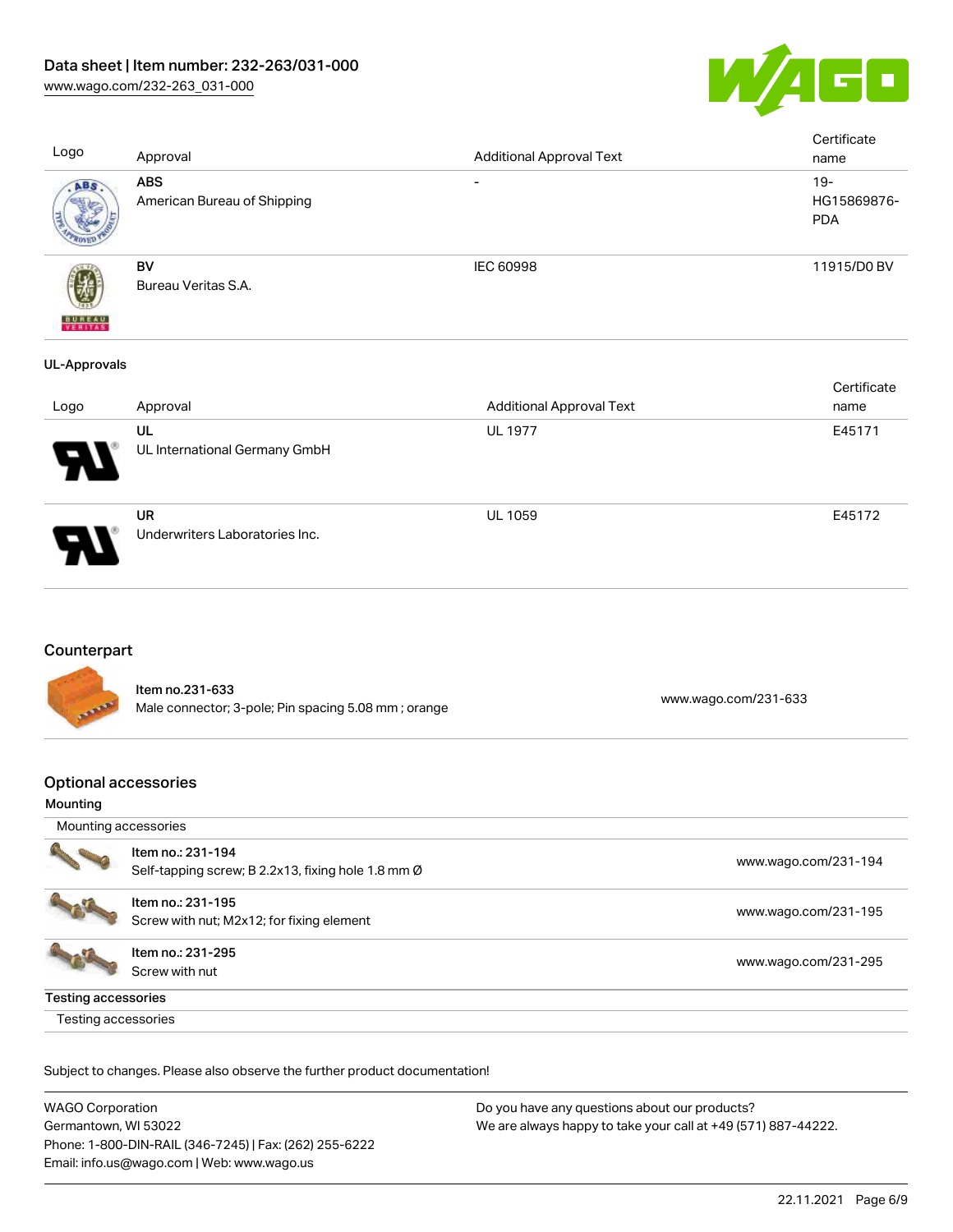| Logo | Approval | Additional Approval Text | Certificate name |
| --- | --- | --- | --- |
| | **ABS**<br>American Bureau of Shipping | - | 19-HG15869876-PDA |
| | **BV**<br>Bureau Veritas S.A. | IEC 60998 | 11915/D0 BV |

### UL-Approvals

| Logo | Approval | Additional Approval Text | Certificate name |
| --- | --- | --- | --- |
| | **UL**<br>UL International Germany GmbH | UL 1977 | E45171 |
| | **UR**<br>Underwriters Laboratories Inc. | UL 1059 | E45172 |

## Counterpart

| Item | Link |
| --- | --- |
| **Item no.231-633**<br>Male connector; 3-pole; Pin spacing 5.08 mm ; orange | www.wago.com/231-633 |

## Optional accessories

### Mounting

| Mounting accessories | |
| --- | --- |
| **Item no.: 231-194**<br>Self-tapping screw; B 2.2x13, fixing hole 1.8 mm Ø | www.wago.com/231-194 |
| **Item no.: 231-195**<br>Screw with nut; M2x12; for fixing element | www.wago.com/231-195 |
| **Item no.: 231-295**<br>Screw with nut | www.wago.com/231-295 |

### Testing accessories

Testing accessories

Subject to changes. Please also observe the further product documentation!

WAGO Corporation
Germantown, WI 53022
Phone: 1-800-DIN-RAIL (346-7245) | Fax: (262) 255-6222
Email: info.us@wago.com | Web: www.wago.us

Do you have any questions about our products?
We are always happy to take your call at +49 (571) 887-44222.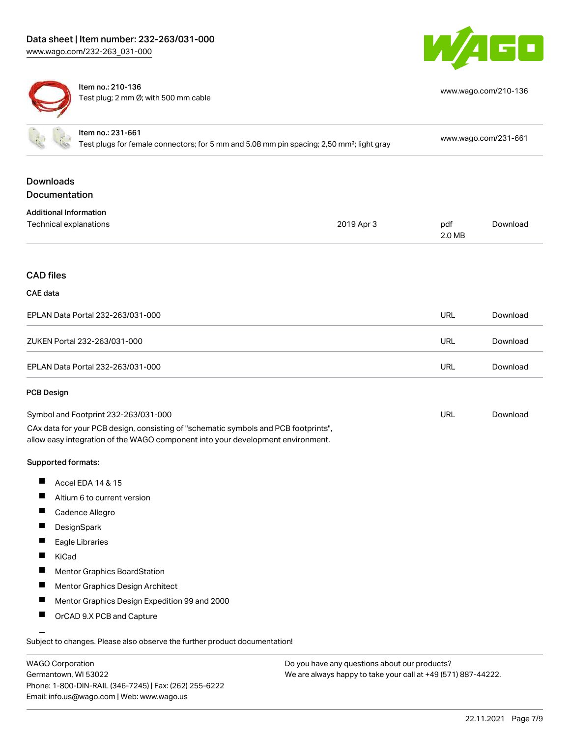| | | |
|---|---|---|
| Item no.: 210-136<br>Test plug; 2 mm Ø; with 500 mm cable | | www.wago.com/210-136 |
| Item no.: 231-661<br>Test plugs for female connectors; for 5 mm and 5.08 mm pin spacing; 2,50 mm²; light gray | | www.wago.com/231-661 |

## Downloads

### Documentation

**Additional Information**

| | | | |
|---|---|---|---|
| Technical explanations | 2019 Apr 3 | pdf<br>2.0 MB | Download |

## CAD files

**CAE data**

| | | |
|---|---|---|
| EPLAN Data Portal 232-263/031-000 | URL | Download |
| ZUKEN Portal 232-263/031-000 | URL | Download |
| EPLAN Data Portal 232-263/031-000 | URL | Download |

**PCB Design**

| | | |
|---|---|---|
| Symbol and Footprint 232-263/031-000 | URL | Download |

CAx data for your PCB design, consisting of "schematic symbols and PCB footprints", allow easy integration of the WAGO component into your development environment.

**Supported formats:**

- Accel EDA 14 & 15
- Altium 6 to current version
- Cadence Allegro
- DesignSpark
- Eagle Libraries
- KiCad
- Mentor Graphics BoardStation
- Mentor Graphics Design Architect
- Mentor Graphics Design Expedition 99 and 2000
- OrCAD 9.X PCB and Capture

Subject to changes. Please also observe the further product documentation!

WAGO Corporation
Germantown, WI 53022
Phone: 1-800-DIN-RAIL (346-7245) | Fax: (262) 255-6222
Email: info.us@wago.com | Web: www.wago.us

Do you have any questions about our products?
We are always happy to take your call at +49 (571) 887-44222.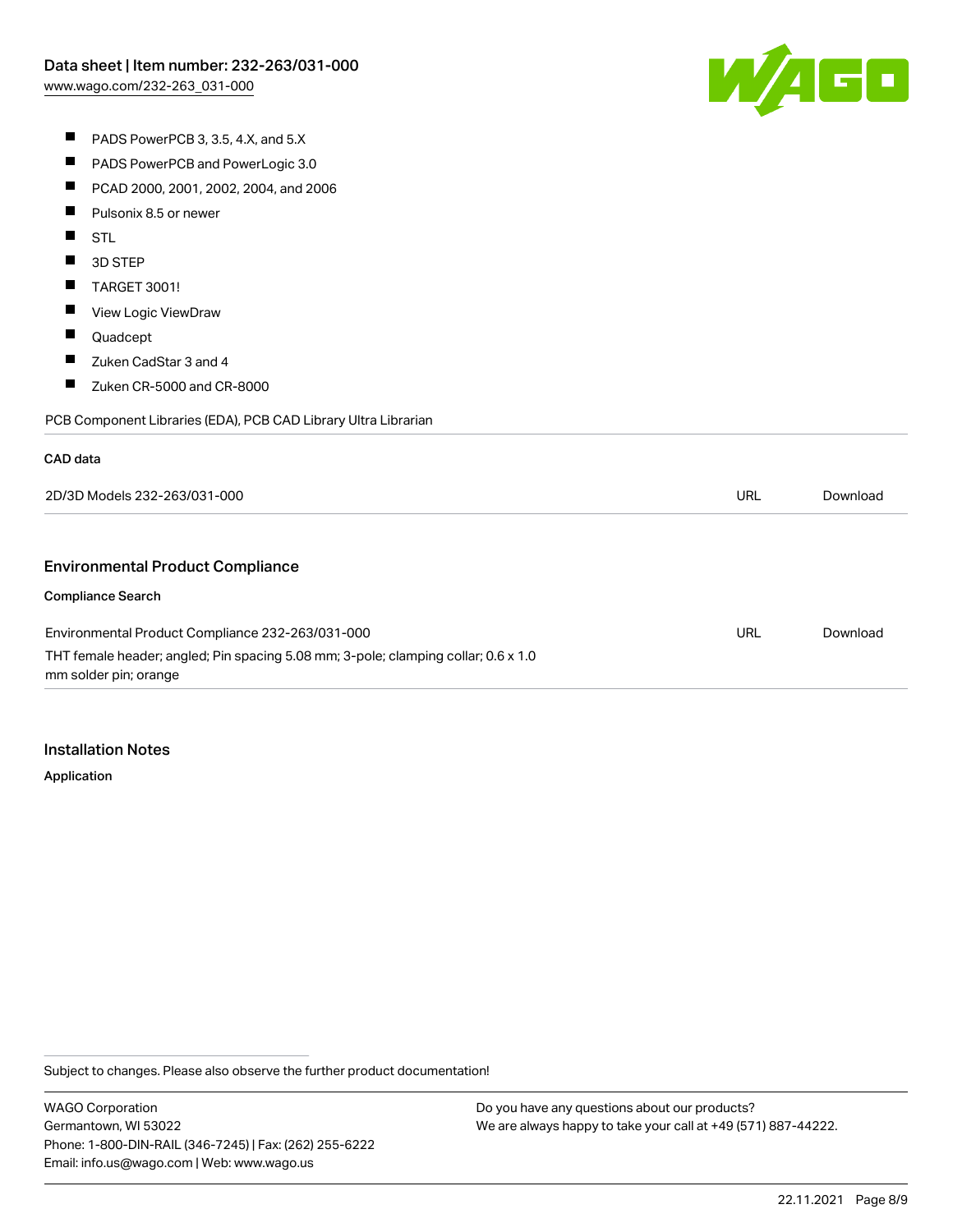- PADS PowerPCB 3, 3.5, 4.X, and 5.X
- PADS PowerPCB and PowerLogic 3.0
- PCAD 2000, 2001, 2002, 2004, and 2006
- Pulsonix 8.5 or newer
- STL
- 3D STEP
- TARGET 3001!
- View Logic ViewDraw
- Quadcept
- Zuken CadStar 3 and 4
- Zuken CR-5000 and CR-8000

PCB Component Libraries (EDA), PCB CAD Library Ultra Librarian

#### CAD data

| 2D/3D Models 232-263/031-000 | URL | Download |
|---|---|---|

## Environmental Product Compliance

#### Compliance Search

| Environmental Product Compliance 232-263/031-000 | URL | Download |
|---|---|---|
| THT female header; angled; Pin spacing 5.08 mm; 3-pole; clamping collar; 0.6 x 1.0 mm solder pin; orange | | |

## Installation Notes

#### Application

Subject to changes. Please also observe the further product documentation!

WAGO Corporation
Germantown, WI 53022
Phone: 1-800-DIN-RAIL (346-7245) | Fax: (262) 255-6222
Email: info.us@wago.com | Web: www.wago.us

Do you have any questions about our products?
We are always happy to take your call at +49 (571) 887-44222.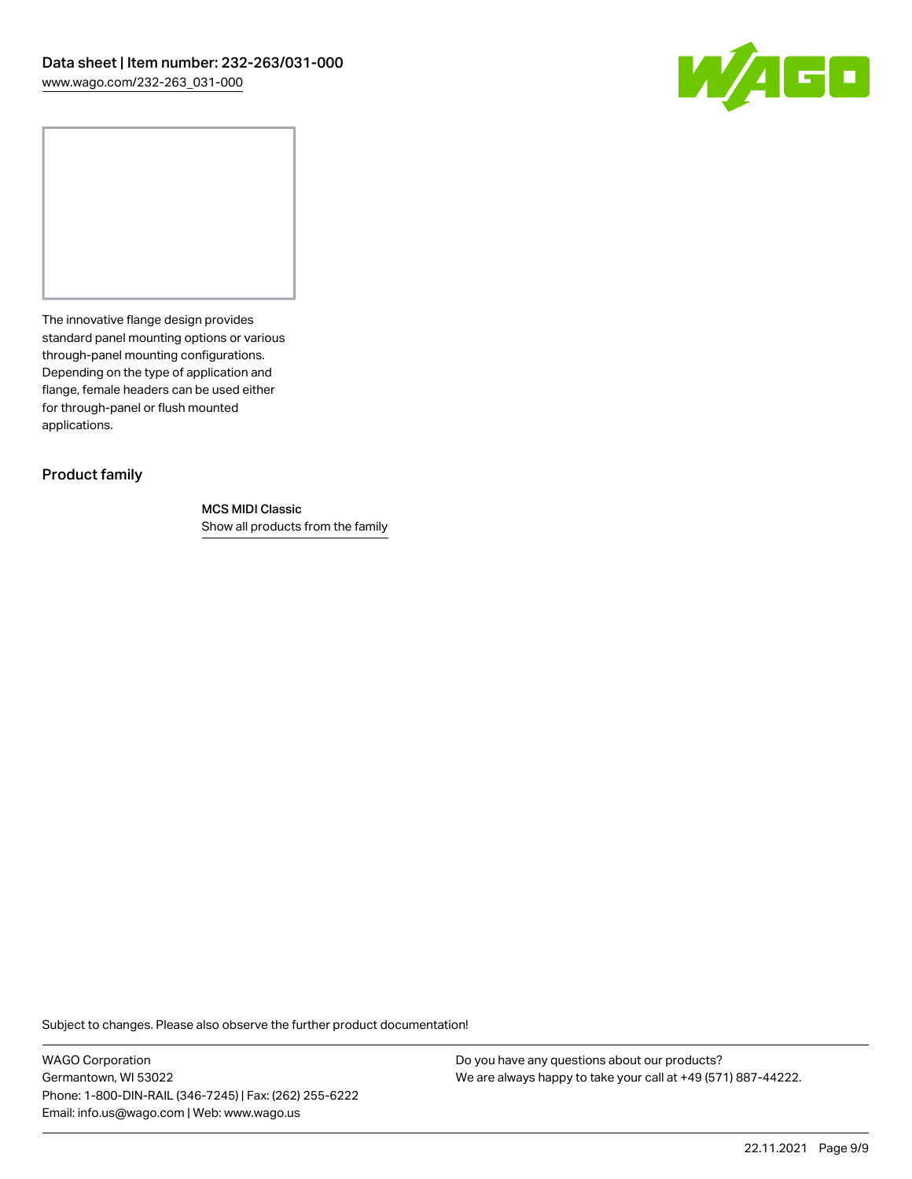The innovative flange design provides standard panel mounting options or various through-panel mounting configurations. Depending on the type of application and flange, female headers can be used either for through-panel or flush mounted applications.

## Product family

MCS MIDI Classic
Show all products from the family

Subject to changes. Please also observe the further product documentation!

WAGO Corporation
Germantown, WI 53022
Phone: 1-800-DIN-RAIL (346-7245) | Fax: (262) 255-6222
Email: info.us@wago.com | Web: www.wago.us

Do you have any questions about our products?
We are always happy to take your call at +49 (571) 887-44222.